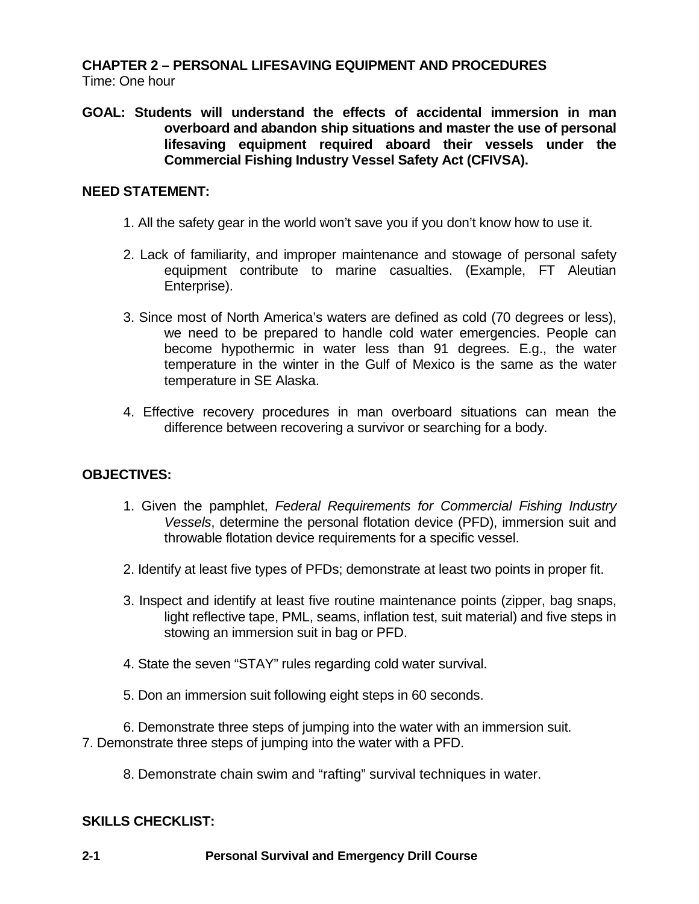# CHAPTER 2 – PERSONAL LIFESAVING EQUIPMENT AND PROCEDURES

Time: One hour

**GOAL: Students will understand the effects of accidental immersion in man overboard and abandon ship situations and master the use of personal lifesaving equipment required aboard their vessels under the Commercial Fishing Industry Vessel Safety Act (CFIVSA).**

**NEED STATEMENT:**

1. All the safety gear in the world won't save you if you don't know how to use it.

2. Lack of familiarity, and improper maintenance and stowage of personal safety equipment contribute to marine casualties. (Example, FT Aleutian Enterprise).

3. Since most of North America's waters are defined as cold (70 degrees or less), we need to be prepared to handle cold water emergencies. People can become hypothermic in water less than 91 degrees. E.g., the water temperature in the winter in the Gulf of Mexico is the same as the water temperature in SE Alaska.

4. Effective recovery procedures in man overboard situations can mean the difference between recovering a survivor or searching for a body.

**OBJECTIVES:**

1. Given the pamphlet, *Federal Requirements for Commercial Fishing Industry Vessels*, determine the personal flotation device (PFD), immersion suit and throwable flotation device requirements for a specific vessel.

2. Identify at least five types of PFDs; demonstrate at least two points in proper fit.

3. Inspect and identify at least five routine maintenance points (zipper, bag snaps, light reflective tape, PML, seams, inflation test, suit material) and five steps in stowing an immersion suit in bag or PFD.

4. State the seven "STAY" rules regarding cold water survival.

5. Don an immersion suit following eight steps in 60 seconds.

6. Demonstrate three steps of jumping into the water with an immersion suit.

7. Demonstrate three steps of jumping into the water with a PFD.

8. Demonstrate chain swim and "rafting" survival techniques in water.

**SKILLS CHECKLIST:**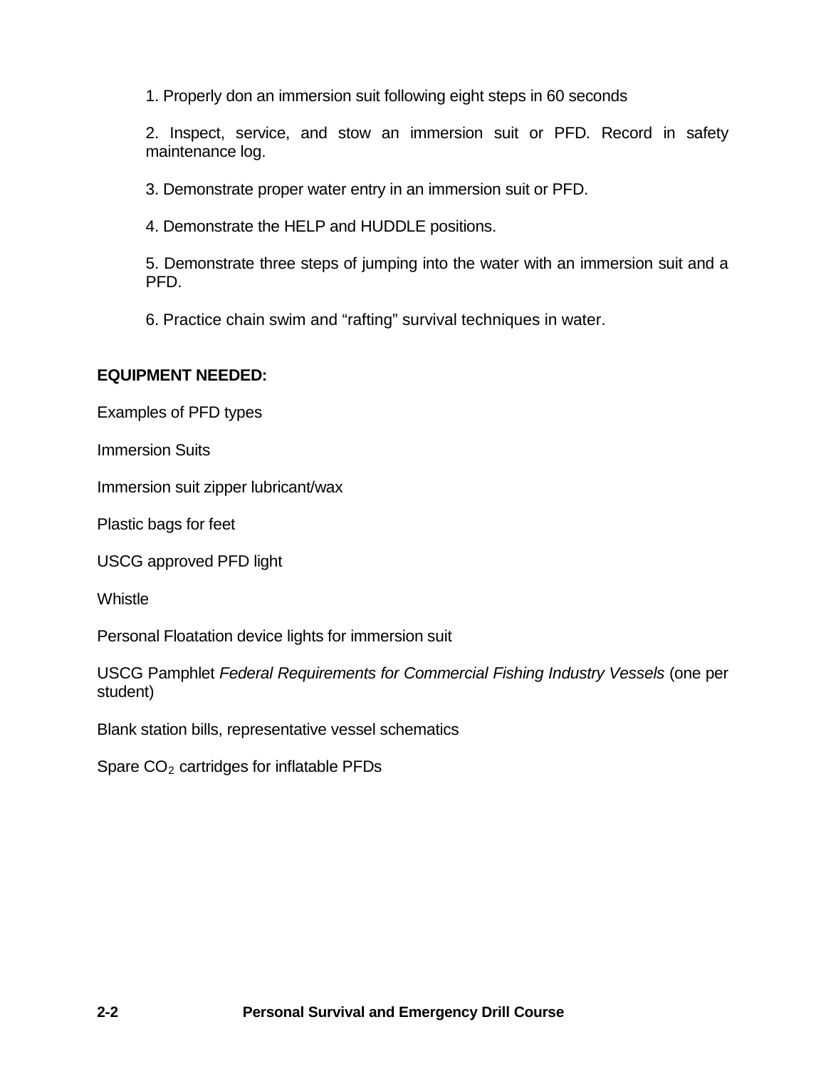1. Properly don an immersion suit following eight steps in 60 seconds

2. Inspect, service, and stow an immersion suit or PFD. Record in safety maintenance log.

3. Demonstrate proper water entry in an immersion suit or PFD.

4. Demonstrate the HELP and HUDDLE positions.

5. Demonstrate three steps of jumping into the water with an immersion suit and a PFD.

6. Practice chain swim and “rafting” survival techniques in water.

**EQUIPMENT NEEDED:**

Examples of PFD types

Immersion Suits

Immersion suit zipper lubricant/wax

Plastic bags for feet

USCG approved PFD light

Whistle

Personal Floatation device lights for immersion suit

USCG Pamphlet *Federal Requirements for Commercial Fishing Industry Vessels* (one per student)

Blank station bills, representative vessel schematics

Spare $CO_2$ cartridges for inflatable PFDs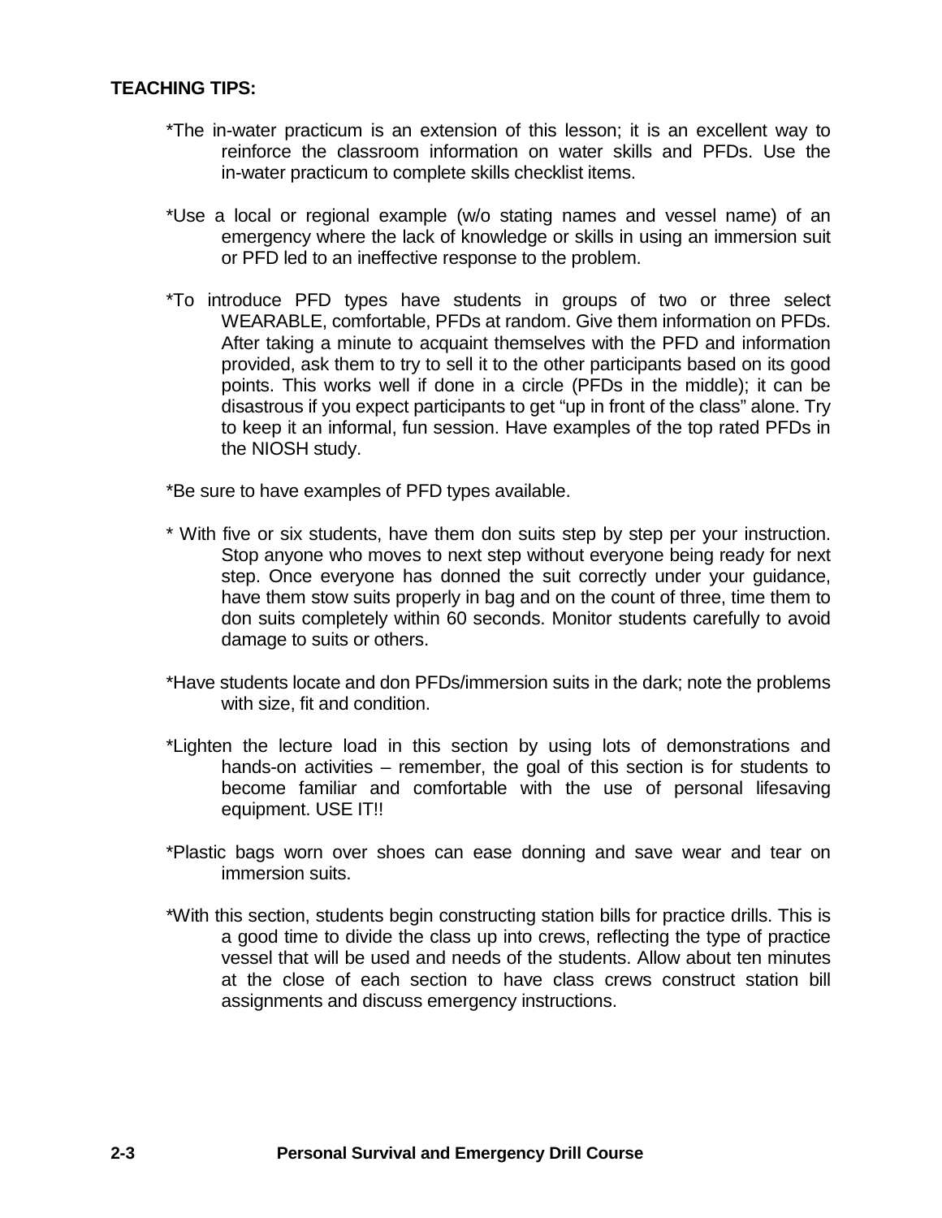**TEACHING TIPS:**

*The in-water practicum is an extension of this lesson; it is an excellent way to reinforce the classroom information on water skills and PFDs. Use the in-water practicum to complete skills checklist items.

*Use a local or regional example (w/o stating names and vessel name) of an emergency where the lack of knowledge or skills in using an immersion suit or PFD led to an ineffective response to the problem.

*To introduce PFD types have students in groups of two or three select WEARABLE, comfortable, PFDs at random. Give them information on PFDs. After taking a minute to acquaint themselves with the PFD and information provided, ask them to try to sell it to the other participants based on its good points. This works well if done in a circle (PFDs in the middle); it can be disastrous if you expect participants to get "up in front of the class" alone. Try to keep it an informal, fun session. Have examples of the top rated PFDs in the NIOSH study.

*Be sure to have examples of PFD types available.

* With five or six students, have them don suits step by step per your instruction. Stop anyone who moves to next step without everyone being ready for next step. Once everyone has donned the suit correctly under your guidance, have them stow suits properly in bag and on the count of three, time them to don suits completely within 60 seconds. Monitor students carefully to avoid damage to suits or others.

*Have students locate and don PFDs/immersion suits in the dark; note the problems with size, fit and condition.

*Lighten the lecture load in this section by using lots of demonstrations and hands-on activities – remember, the goal of this section is for students to become familiar and comfortable with the use of personal lifesaving equipment. USE IT!!

*Plastic bags worn over shoes can ease donning and save wear and tear on immersion suits.

*With this section, students begin constructing station bills for practice drills. This is a good time to divide the class up into crews, reflecting the type of practice vessel that will be used and needs of the students. Allow about ten minutes at the close of each section to have class crews construct station bill assignments and discuss emergency instructions.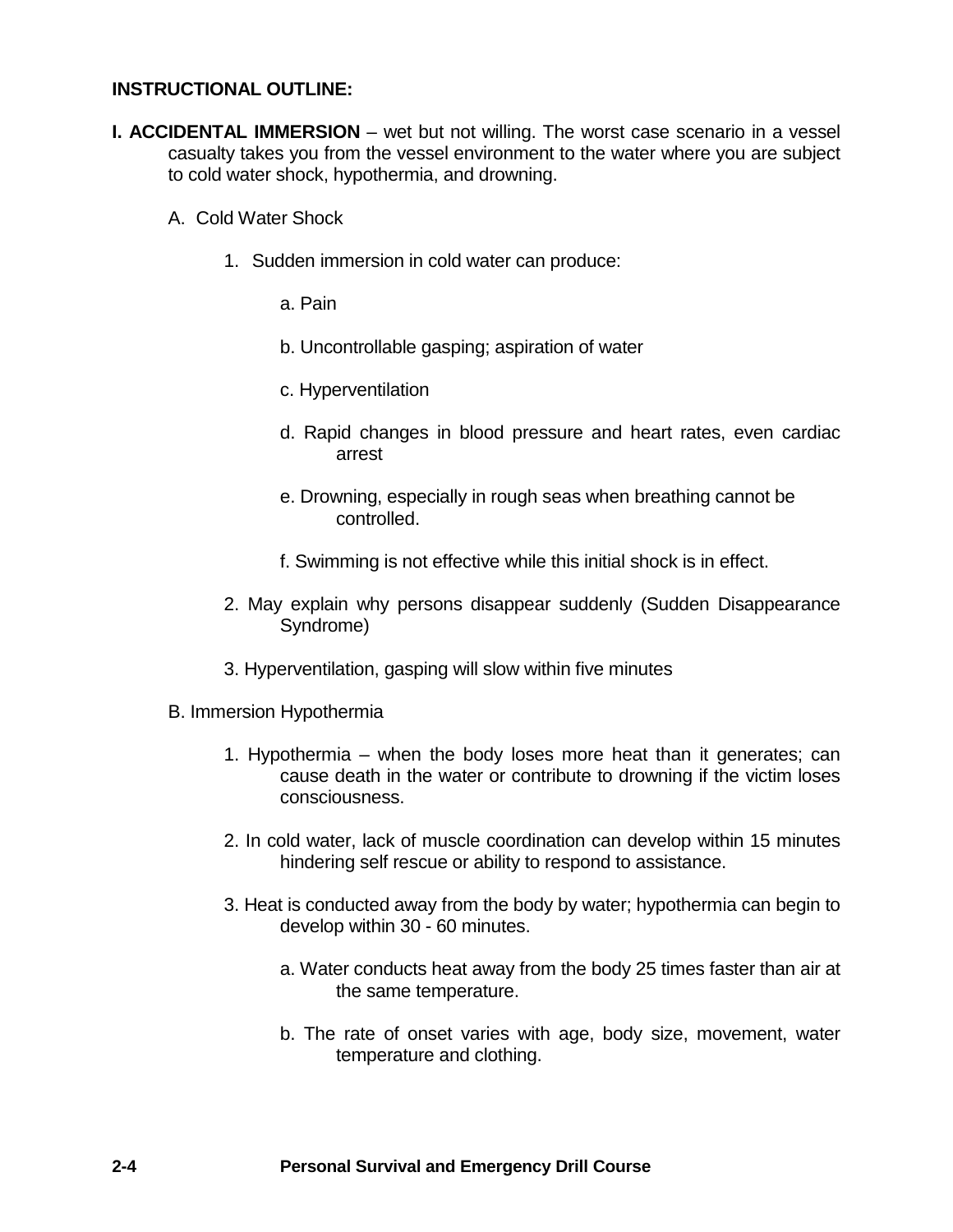**INSTRUCTIONAL OUTLINE:**

**I. ACCIDENTAL IMMERSION** – wet but not willing. The worst case scenario in a vessel casualty takes you from the vessel environment to the water where you are subject to cold water shock, hypothermia, and drowning.

A. Cold Water Shock

1. Sudden immersion in cold water can produce:

   a. Pain

   b. Uncontrollable gasping; aspiration of water

   c. Hyperventilation

   d. Rapid changes in blood pressure and heart rates, even cardiac arrest

   e. Drowning, especially in rough seas when breathing cannot be controlled.

   f. Swimming is not effective while this initial shock is in effect.

2. May explain why persons disappear suddenly (Sudden Disappearance Syndrome)

3. Hyperventilation, gasping will slow within five minutes

B. Immersion Hypothermia

1. Hypothermia – when the body loses more heat than it generates; can cause death in the water or contribute to drowning if the victim loses consciousness.

2. In cold water, lack of muscle coordination can develop within 15 minutes hindering self rescue or ability to respond to assistance.

3. Heat is conducted away from the body by water; hypothermia can begin to develop within 30 - 60 minutes.

   a. Water conducts heat away from the body 25 times faster than air at the same temperature.

   b. The rate of onset varies with age, body size, movement, water temperature and clothing.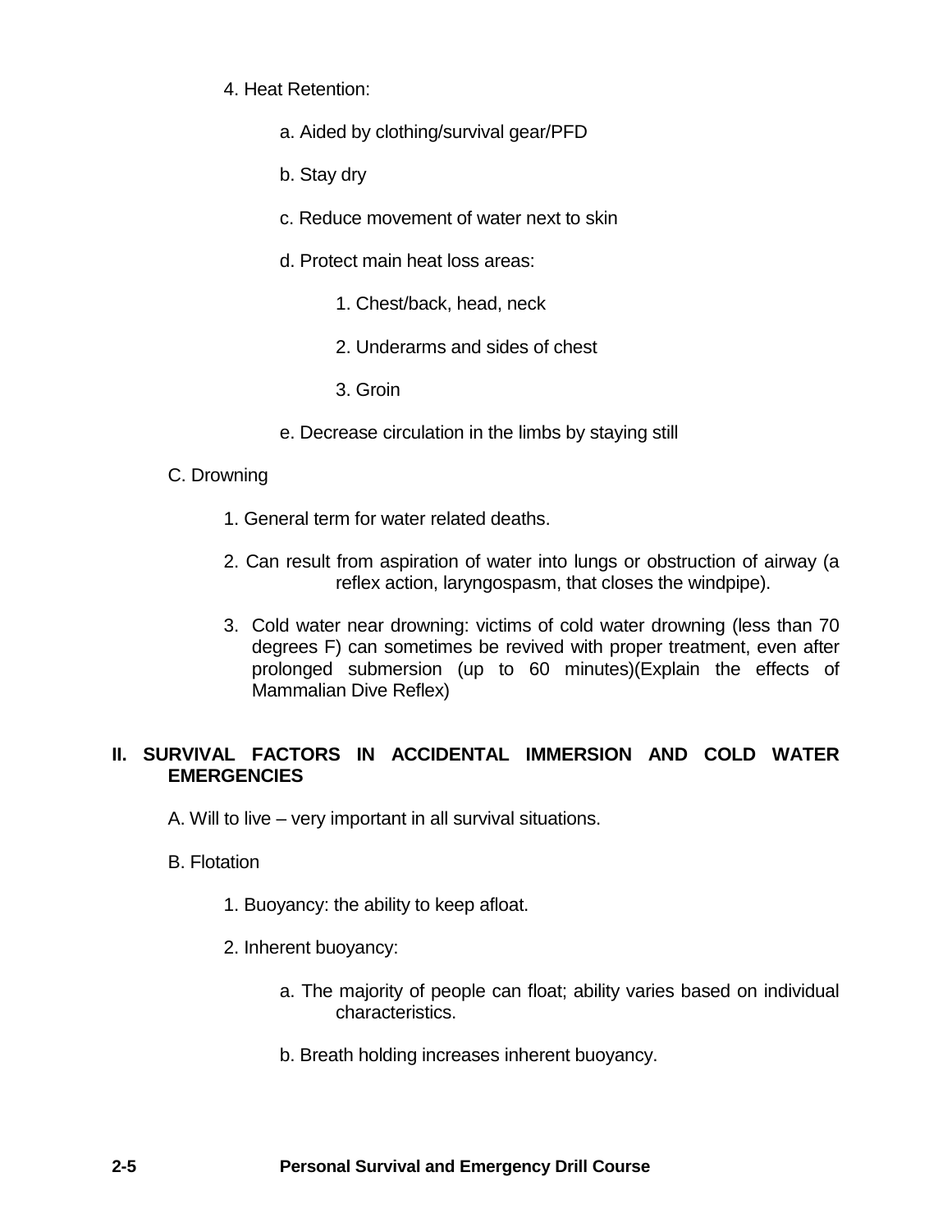4. Heat Retention:

    a. Aided by clothing/survival gear/PFD

    b. Stay dry

    c. Reduce movement of water next to skin

    d. Protect main heat loss areas:

        1. Chest/back, head, neck

        2. Underarms and sides of chest

        3. Groin

    e. Decrease circulation in the limbs by staying still

C. Drowning

1. General term for water related deaths.

2. Can result from aspiration of water into lungs or obstruction of airway (a reflex action, laryngospasm, that closes the windpipe).

3. Cold water near drowning: victims of cold water drowning (less than 70 degrees F) can sometimes be revived with proper treatment, even after prolonged submersion (up to 60 minutes)(Explain the effects of Mammalian Dive Reflex)

## II. SURVIVAL FACTORS IN ACCIDENTAL IMMERSION AND COLD WATER EMERGENCIES

A. Will to live – very important in all survival situations.

B. Flotation

1. Buoyancy: the ability to keep afloat.

2. Inherent buoyancy:

    a. The majority of people can float; ability varies based on individual characteristics.

    b. Breath holding increases inherent buoyancy.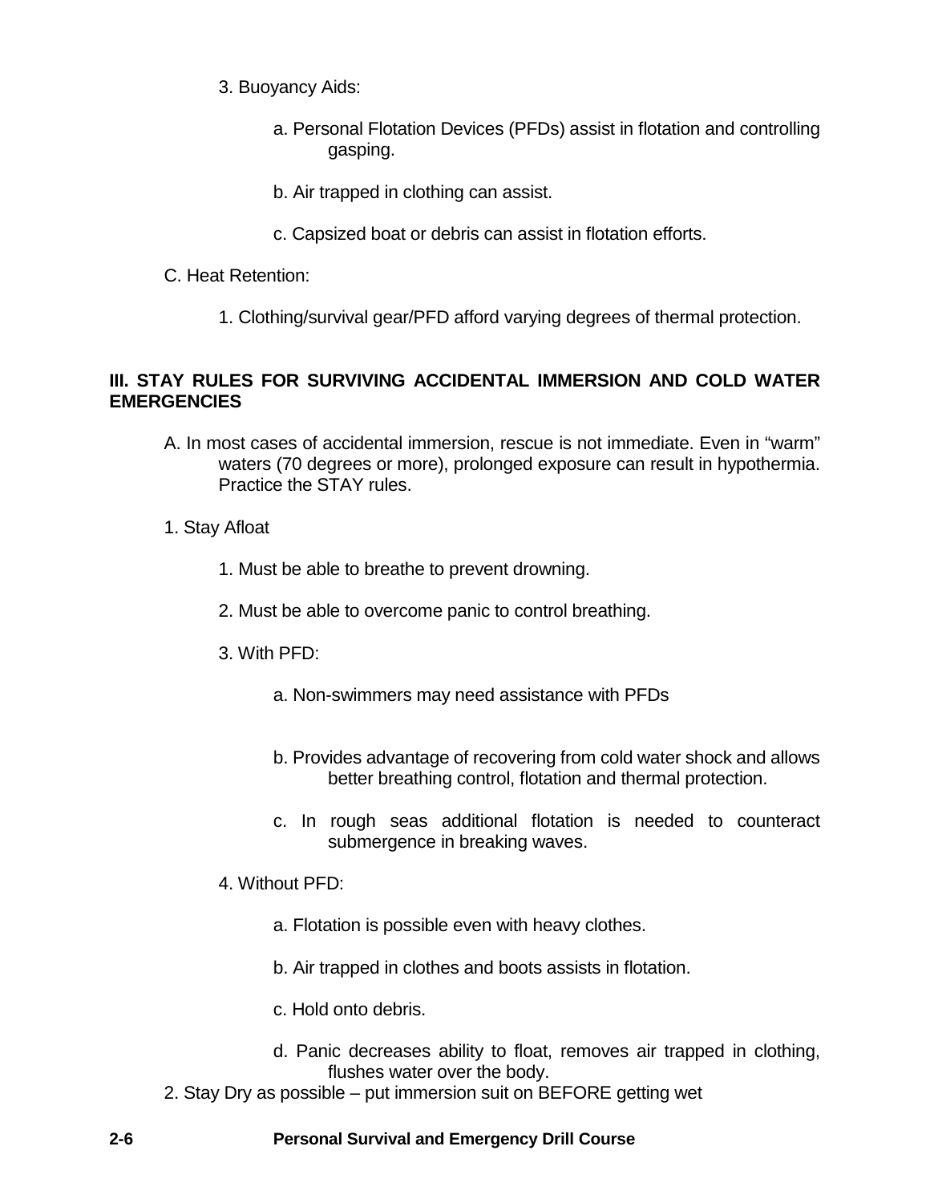3. Buoyancy Aids:

    a. Personal Flotation Devices (PFDs) assist in flotation and controlling gasping.

    b. Air trapped in clothing can assist.

    c. Capsized boat or debris can assist in flotation efforts.

C. Heat Retention:

1. Clothing/survival gear/PFD afford varying degrees of thermal protection.

**III. STAY RULES FOR SURVIVING ACCIDENTAL IMMERSION AND COLD WATER EMERGENCIES**

A. In most cases of accidental immersion, rescue is not immediate. Even in "warm" waters (70 degrees or more), prolonged exposure can result in hypothermia. Practice the STAY rules.

1. Stay Afloat

    1. Must be able to breathe to prevent drowning.

    2. Must be able to overcome panic to control breathing.

    3. With PFD:

        a. Non-swimmers may need assistance with PFDs

        b. Provides advantage of recovering from cold water shock and allows better breathing control, flotation and thermal protection.

        c. In rough seas additional flotation is needed to counteract submergence in breaking waves.

    4. Without PFD:

        a. Flotation is possible even with heavy clothes.

        b. Air trapped in clothes and boots assists in flotation.

        c. Hold onto debris.

        d. Panic decreases ability to float, removes air trapped in clothing, flushes water over the body.

2. Stay Dry as possible – put immersion suit on BEFORE getting wet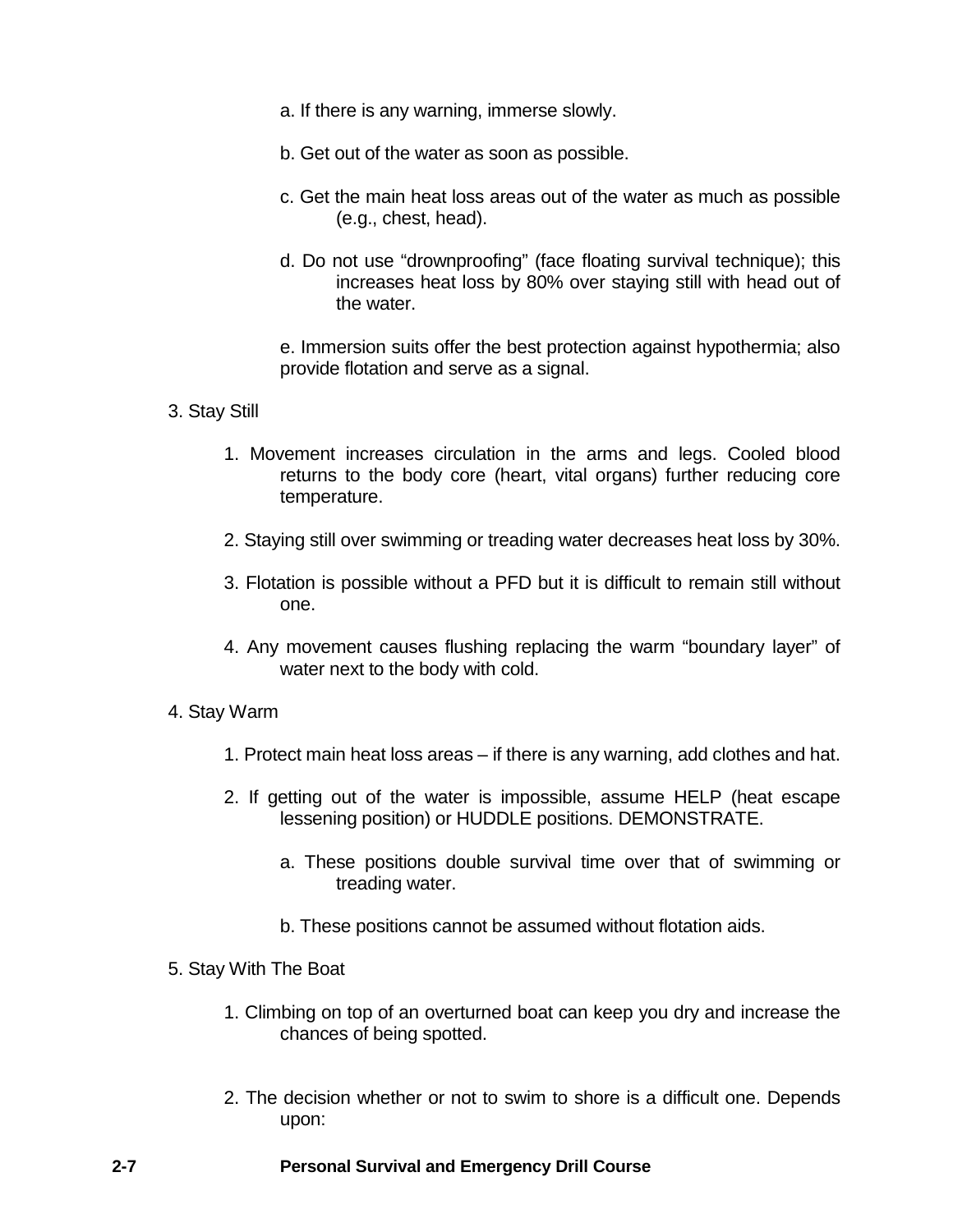a. If there is any warning, immerse slowly.

b. Get out of the water as soon as possible.

c. Get the main heat loss areas out of the water as much as possible (e.g., chest, head).

d. Do not use “drownproofing” (face floating survival technique); this increases heat loss by 80% over staying still with head out of the water.

e. Immersion suits offer the best protection against hypothermia; also provide flotation and serve as a signal.

3. Stay Still

   1. Movement increases circulation in the arms and legs. Cooled blood returns to the body core (heart, vital organs) further reducing core temperature.

   2. Staying still over swimming or treading water decreases heat loss by 30%.

   3. Flotation is possible without a PFD but it is difficult to remain still without one.

   4. Any movement causes flushing replacing the warm “boundary layer” of water next to the body with cold.

4. Stay Warm

   1. Protect main heat loss areas – if there is any warning, add clothes and hat.

   2. If getting out of the water is impossible, assume HELP (heat escape lessening position) or HUDDLE positions. DEMONSTRATE.

      a. These positions double survival time over that of swimming or treading water.

      b. These positions cannot be assumed without flotation aids.

5. Stay With The Boat

   1. Climbing on top of an overturned boat can keep you dry and increase the chances of being spotted.

   2. The decision whether or not to swim to shore is a difficult one. Depends upon: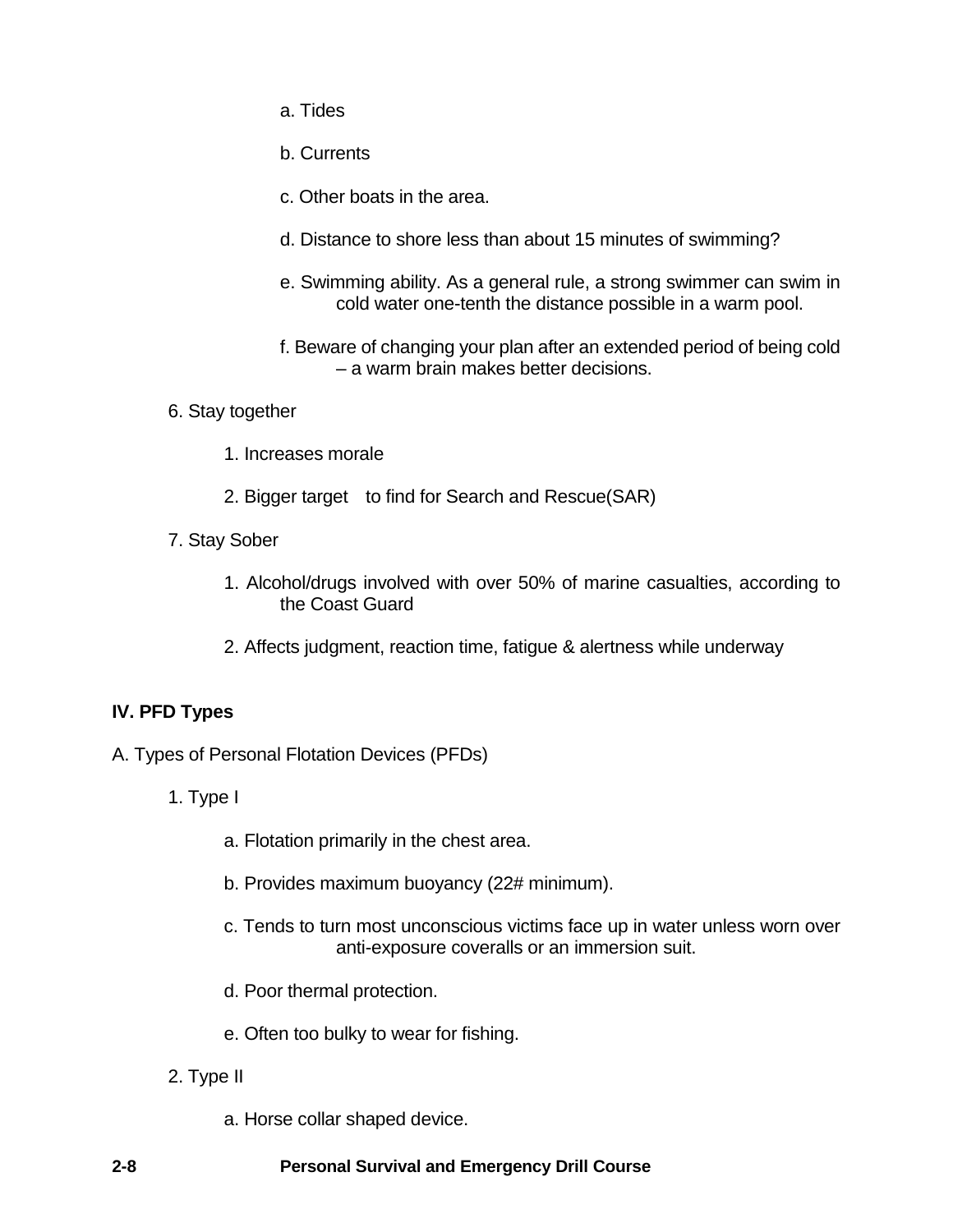a. Tides

b. Currents

c. Other boats in the area.

d. Distance to shore less than about 15 minutes of swimming?

e. Swimming ability. As a general rule, a strong swimmer can swim in cold water one-tenth the distance possible in a warm pool.

f. Beware of changing your plan after an extended period of being cold – a warm brain makes better decisions.

6. Stay together

    1. Increases morale

    2. Bigger target to find for Search and Rescue(SAR)

7. Stay Sober

    1. Alcohol/drugs involved with over 50% of marine casualties, according to the Coast Guard

    2. Affects judgment, reaction time, fatigue & alertness while underway

## IV. PFD Types

A. Types of Personal Flotation Devices (PFDs)

1. Type I

    a. Flotation primarily in the chest area.

    b. Provides maximum buoyancy (22# minimum).

    c. Tends to turn most unconscious victims face up in water unless worn over anti-exposure coveralls or an immersion suit.

    d. Poor thermal protection.

    e. Often too bulky to wear for fishing.

2. Type II

    a. Horse collar shaped device.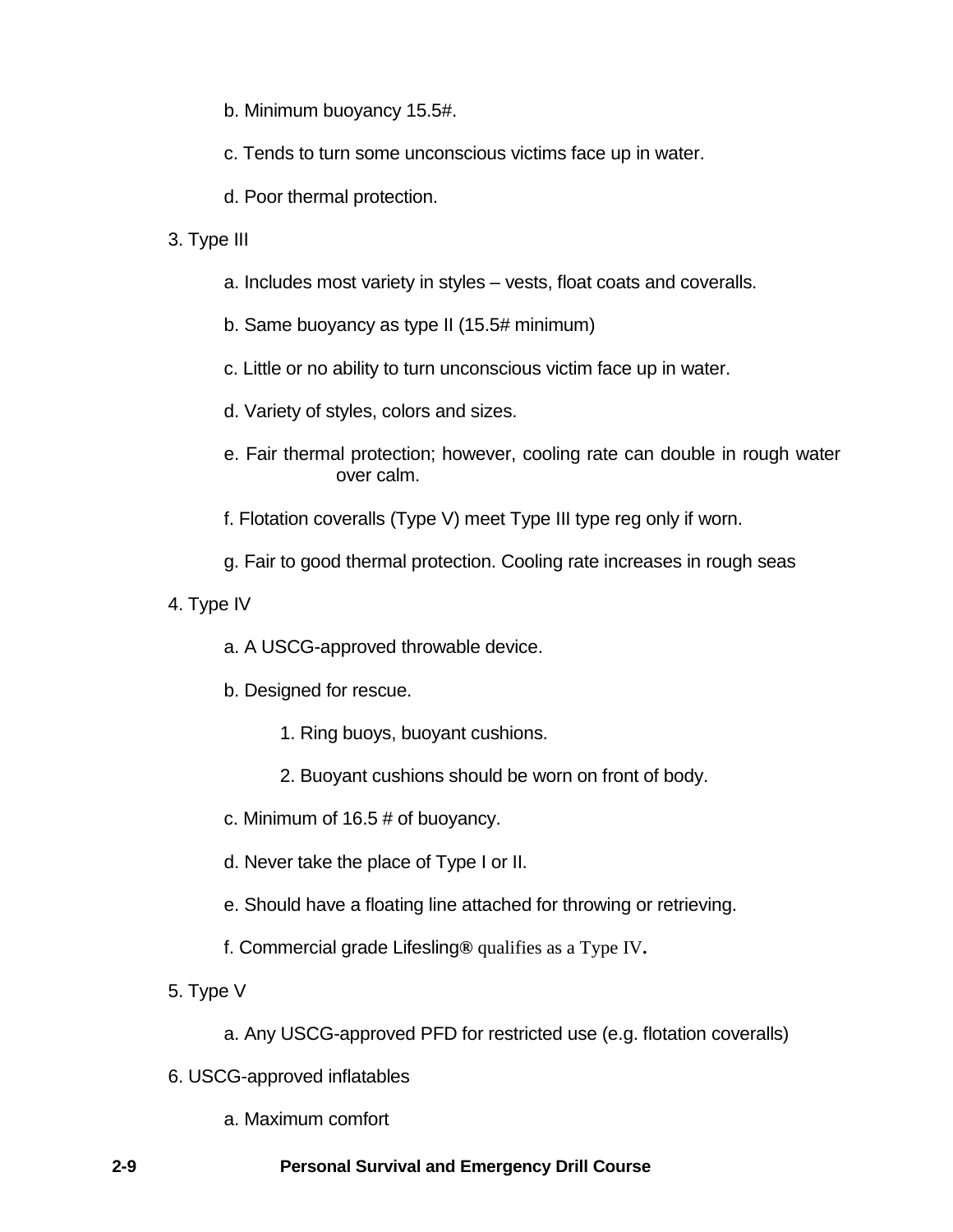b. Minimum buoyancy 15.5#.

c. Tends to turn some unconscious victims face up in water.

d. Poor thermal protection.

3. Type III

   a. Includes most variety in styles – vests, float coats and coveralls.

   b. Same buoyancy as type II (15.5# minimum)

   c. Little or no ability to turn unconscious victim face up in water.

   d. Variety of styles, colors and sizes.

   e. Fair thermal protection; however, cooling rate can double in rough water over calm.

   f. Flotation coveralls (Type V) meet Type III type reg only if worn.

   g. Fair to good thermal protection. Cooling rate increases in rough seas

4. Type IV

   a. A USCG-approved throwable device.

   b. Designed for rescue.

      1. Ring buoys, buoyant cushions.

      2. Buoyant cushions should be worn on front of body.

   c. Minimum of 16.5 # of buoyancy.

   d. Never take the place of Type I or II.

   e. Should have a floating line attached for throwing or retrieving.

   f. Commercial grade Lifesling® qualifies as a Type IV.

5. Type V

   a. Any USCG-approved PFD for restricted use (e.g. flotation coveralls)

6. USCG-approved inflatables

   a. Maximum comfort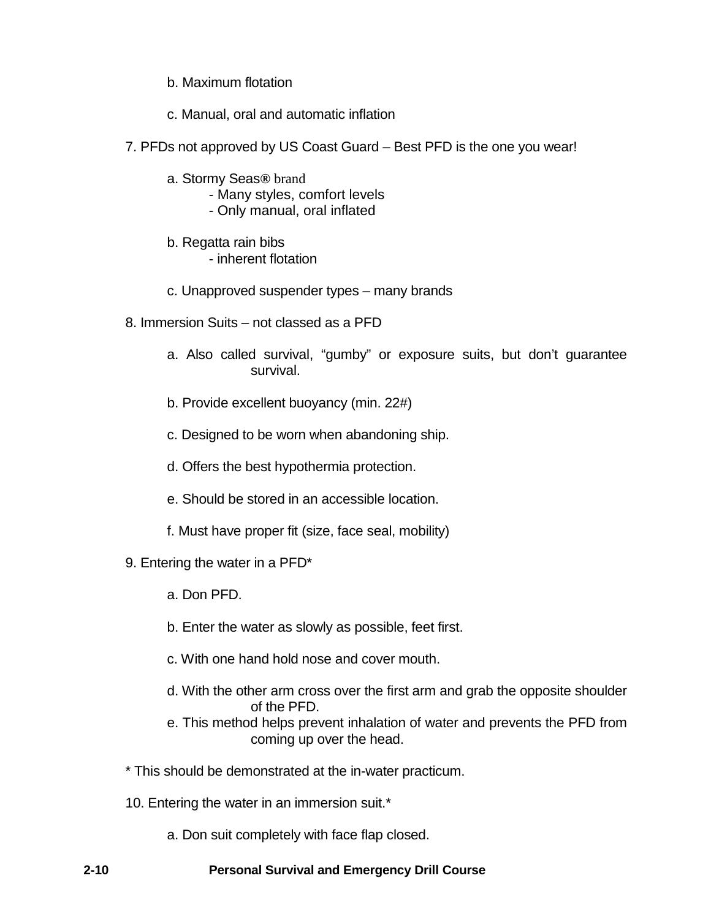b. Maximum flotation

c. Manual, oral and automatic inflation

7. PFDs not approved by US Coast Guard – Best PFD is the one you wear!

    a. Stormy Seas® brand
    - Many styles, comfort levels
    - Only manual, oral inflated

    b. Regatta rain bibs
    - inherent flotation

    c. Unapproved suspender types – many brands

8. Immersion Suits – not classed as a PFD

    a. Also called survival, "gumby" or exposure suits, but don't guarantee survival.

    b. Provide excellent buoyancy (min. 22#)

    c. Designed to be worn when abandoning ship.

    d. Offers the best hypothermia protection.

    e. Should be stored in an accessible location.

    f. Must have proper fit (size, face seal, mobility)

9. Entering the water in a PFD*

    a. Don PFD.

    b. Enter the water as slowly as possible, feet first.

    c. With one hand hold nose and cover mouth.

    d. With the other arm cross over the first arm and grab the opposite shoulder of the PFD.

    e. This method helps prevent inhalation of water and prevents the PFD from coming up over the head.

* This should be demonstrated at the in-water practicum.

10. Entering the water in an immersion suit.*

    a. Don suit completely with face flap closed.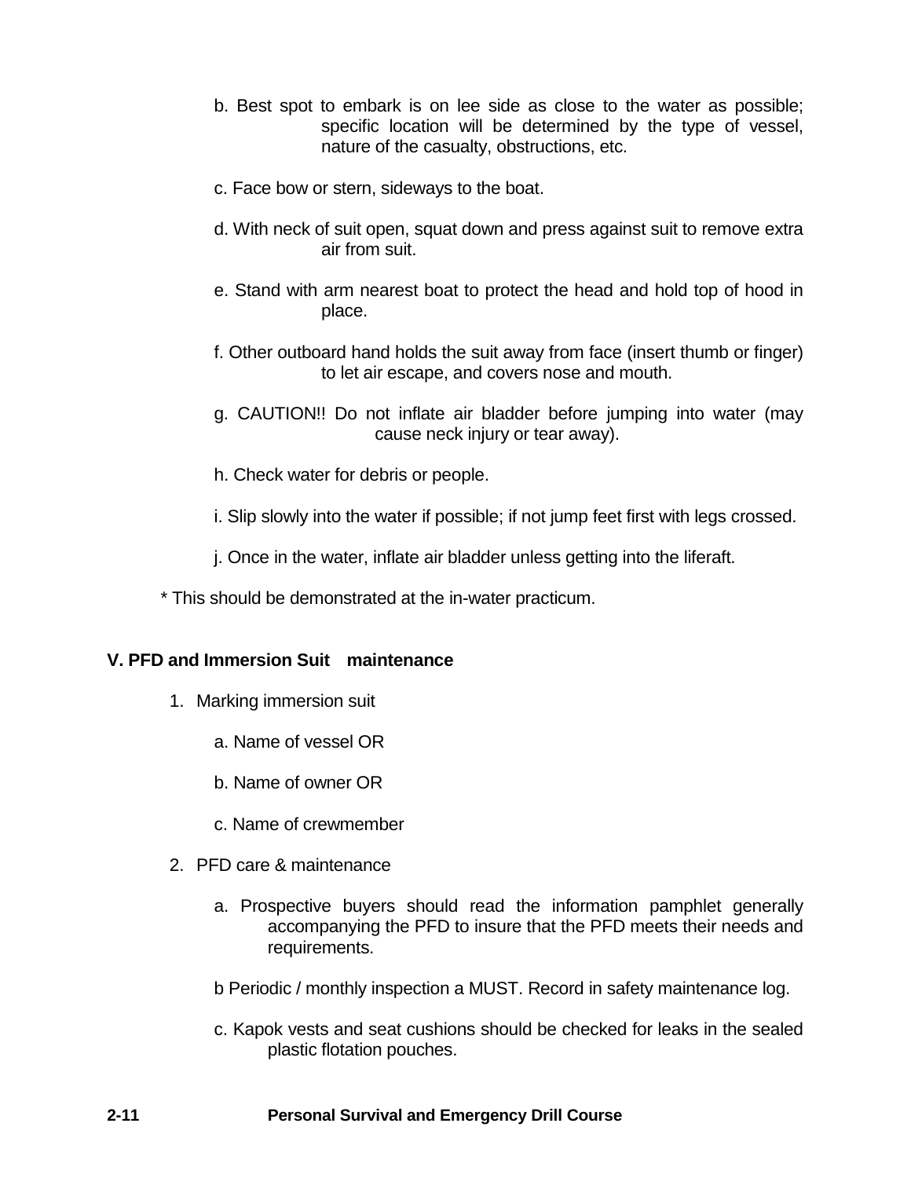b. Best spot to embark is on lee side as close to the water as possible; specific location will be determined by the type of vessel, nature of the casualty, obstructions, etc.

c. Face bow or stern, sideways to the boat.

d. With neck of suit open, squat down and press against suit to remove extra air from suit.

e. Stand with arm nearest boat to protect the head and hold top of hood in place.

f. Other outboard hand holds the suit away from face (insert thumb or finger) to let air escape, and covers nose and mouth.

g. CAUTION!! Do not inflate air bladder before jumping into water (may cause neck injury or tear away).

h. Check water for debris or people.

i. Slip slowly into the water if possible; if not jump feet first with legs crossed.

j. Once in the water, inflate air bladder unless getting into the liferaft.

* This should be demonstrated at the in-water practicum.

### V. PFD and Immersion Suit maintenance

1. Marking immersion suit

    a. Name of vessel OR

    b. Name of owner OR

    c. Name of crewmember

2. PFD care & maintenance

    a. Prospective buyers should read the information pamphlet generally accompanying the PFD to insure that the PFD meets their needs and requirements.

    b Periodic / monthly inspection a MUST. Record in safety maintenance log.

    c. Kapok vests and seat cushions should be checked for leaks in the sealed plastic flotation pouches.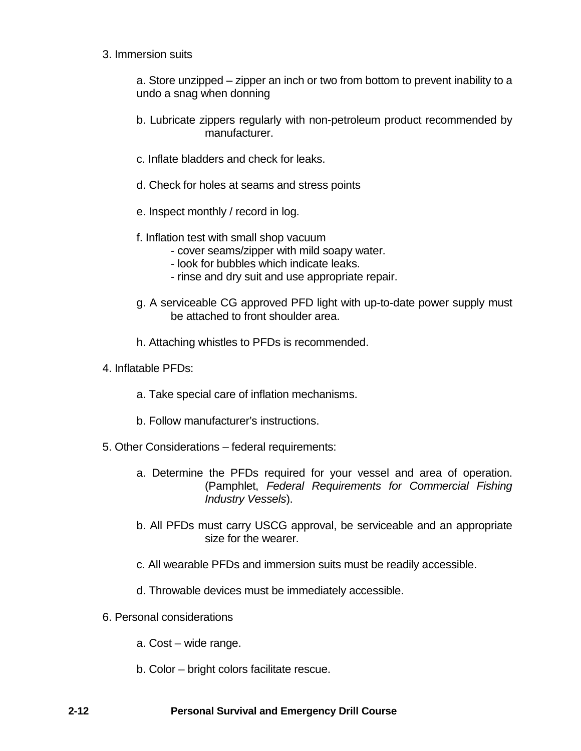3. Immersion suits

   a. Store unzipped – zipper an inch or two from bottom to prevent inability to a undo a snag when donning

   b. Lubricate zippers regularly with non-petroleum product recommended by manufacturer.

   c. Inflate bladders and check for leaks.

   d. Check for holes at seams and stress points

   e. Inspect monthly / record in log.

   f. Inflation test with small shop vacuum
      - cover seams/zipper with mild soapy water.
      - look for bubbles which indicate leaks.
      - rinse and dry suit and use appropriate repair.

   g. A serviceable CG approved PFD light with up-to-date power supply must be attached to front shoulder area.

   h. Attaching whistles to PFDs is recommended.

4. Inflatable PFDs:

   a. Take special care of inflation mechanisms.

   b. Follow manufacturer's instructions.

5. Other Considerations – federal requirements:

   a. Determine the PFDs required for your vessel and area of operation. (Pamphlet, *Federal Requirements for Commercial Fishing Industry Vessels*).

   b. All PFDs must carry USCG approval, be serviceable and an appropriate size for the wearer.

   c. All wearable PFDs and immersion suits must be readily accessible.

   d. Throwable devices must be immediately accessible.

6. Personal considerations

   a. Cost – wide range.

   b. Color – bright colors facilitate rescue.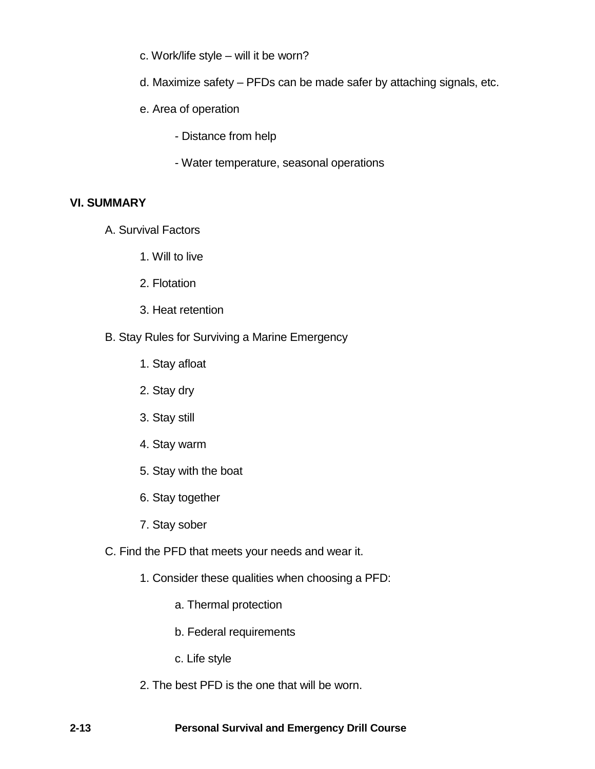c. Work/life style – will it be worn?

d. Maximize safety – PFDs can be made safer by attaching signals, etc.

e. Area of operation

- Distance from help
- Water temperature, seasonal operations

## VI. SUMMARY

A. Survival Factors

1. Will to live
2. Flotation
3. Heat retention

B. Stay Rules for Surviving a Marine Emergency

1. Stay afloat
2. Stay dry
3. Stay still
4. Stay warm
5. Stay with the boat
6. Stay together
7. Stay sober

C. Find the PFD that meets your needs and wear it.

1. Consider these qualities when choosing a PFD:

   a. Thermal protection

   b. Federal requirements

   c. Life style

2. The best PFD is the one that will be worn.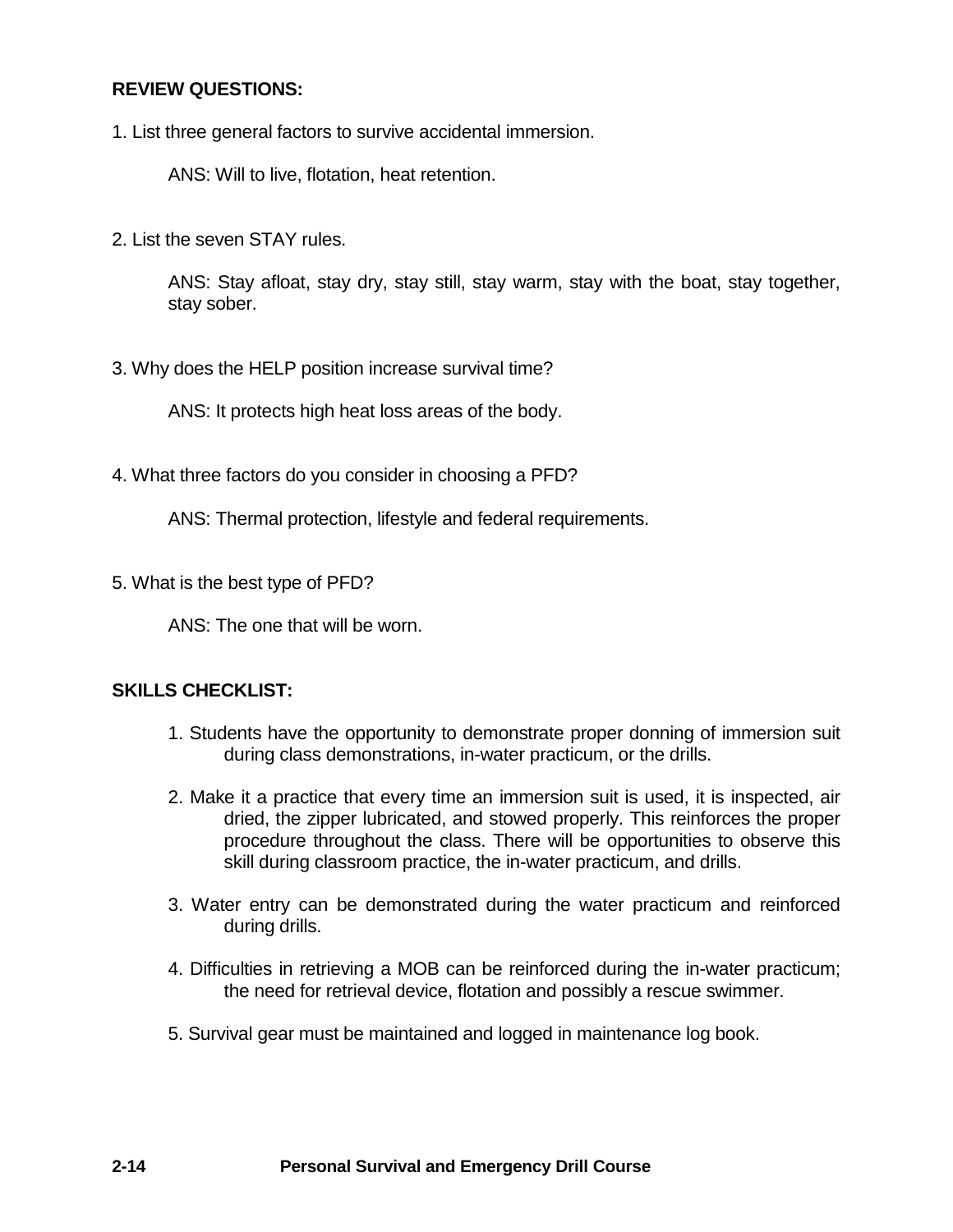**REVIEW QUESTIONS:**

1. List three general factors to survive accidental immersion.

   ANS: Will to live, flotation, heat retention.

2. List the seven STAY rules.

   ANS: Stay afloat, stay dry, stay still, stay warm, stay with the boat, stay together, stay sober.

3. Why does the HELP position increase survival time?

   ANS: It protects high heat loss areas of the body.

4. What three factors do you consider in choosing a PFD?

   ANS: Thermal protection, lifestyle and federal requirements.

5. What is the best type of PFD?

   ANS: The one that will be worn.

**SKILLS CHECKLIST:**

1. Students have the opportunity to demonstrate proper donning of immersion suit during class demonstrations, in-water practicum, or the drills.

2. Make it a practice that every time an immersion suit is used, it is inspected, air dried, the zipper lubricated, and stowed properly. This reinforces the proper procedure throughout the class. There will be opportunities to observe this skill during classroom practice, the in-water practicum, and drills.

3. Water entry can be demonstrated during the water practicum and reinforced during drills.

4. Difficulties in retrieving a MOB can be reinforced during the in-water practicum; the need for retrieval device, flotation and possibly a rescue swimmer.

5. Survival gear must be maintained and logged in maintenance log book.